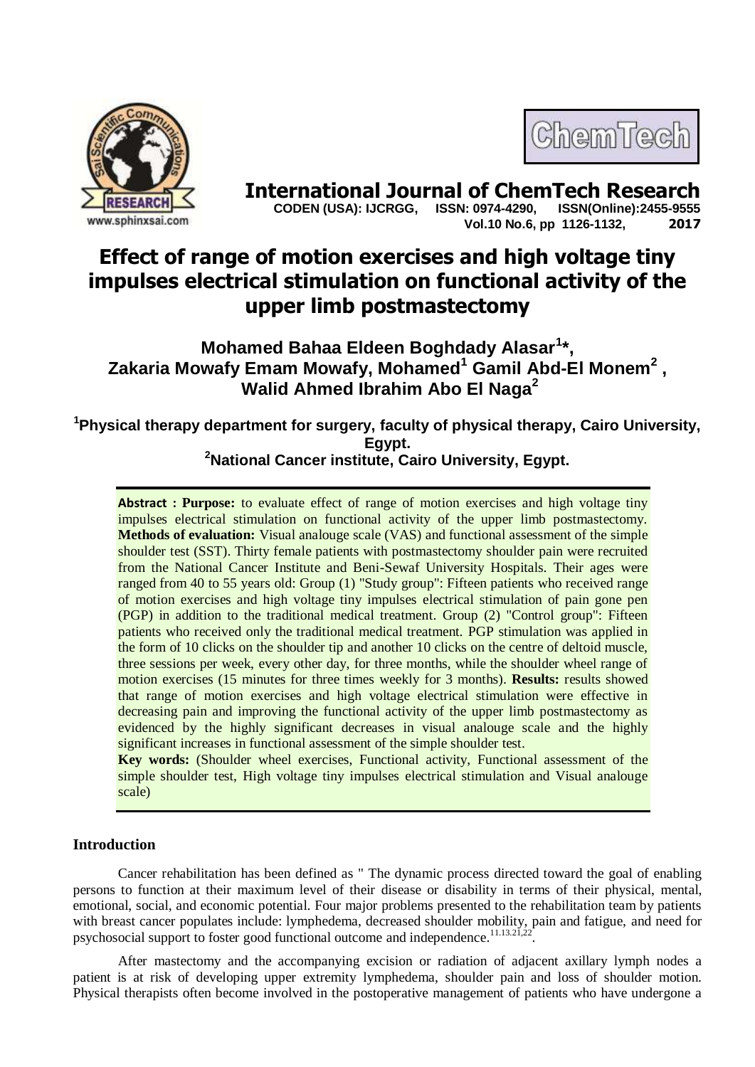# International Journal of ChemTech Research

**CODEN (USA): IJCRGG, ISSN: 0974-4290, ISSN(Online):2455-9555**
**Vol.10 No.6, pp 1126-1132, 2017**

# Effect of range of motion exercises and high voltage tiny impulses electrical stimulation on functional activity of the upper limb postmastectomy

**Mohamed Bahaa Eldeen Boghdady Alasar[1]*, Zakaria Mowafy Emam Mowafy, Mohamed[1] Gamil Abd-El Monem[2], Walid Ahmed Ibrahim Abo El Naga[2]**

**[1]Physical therapy department for surgery, faculty of physical therapy, Cairo University, Egypt.**
**[2]National Cancer institute, Cairo University, Egypt.**

**Abstract : Purpose:** to evaluate effect of range of motion exercises and high voltage tiny impulses electrical stimulation on functional activity of the upper limb postmastectomy. **Methods of evaluation:** Visual analouge scale (VAS) and functional assessment of the simple shoulder test (SST). Thirty female patients with postmastectomy shoulder pain were recruited from the National Cancer Institute and Beni-Sewaf University Hospitals. Their ages were ranged from 40 to 55 years old: Group (1) "Study group": Fifteen patients who received range of motion exercises and high voltage tiny impulses electrical stimulation of pain gone pen (PGP) in addition to the traditional medical treatment. Group (2) "Control group": Fifteen patients who received only the traditional medical treatment. PGP stimulation was applied in the form of 10 clicks on the shoulder tip and another 10 clicks on the centre of deltoid muscle, three sessions per week, every other day, for three months, while the shoulder wheel range of motion exercises (15 minutes for three times weekly for 3 months). **Results:** results showed that range of motion exercises and high voltage electrical stimulation were effective in decreasing pain and improving the functional activity of the upper limb postmastectomy as evidenced by the highly significant decreases in visual analouge scale and the highly significant increases in functional assessment of the simple shoulder test.

**Key words:** (Shoulder wheel exercises, Functional activity, Functional assessment of the simple shoulder test, High voltage tiny impulses electrical stimulation and Visual analouge scale)

## Introduction

Cancer rehabilitation has been defined as " The dynamic process directed toward the goal of enabling persons to function at their maximum level of their disease or disability in terms of their physical, mental, emotional, social, and economic potential. Four major problems presented to the rehabilitation team by patients with breast cancer populates include: lymphedema, decreased shoulder mobility, pain and fatigue, and need for psychosocial support to foster good functional outcome and independence.[11.13.21,22].

After mastectomy and the accompanying excision or radiation of adjacent axillary lymph nodes a patient is at risk of developing upper extremity lymphedema, shoulder pain and loss of shoulder motion. Physical therapists often become involved in the postoperative management of patients who have undergone a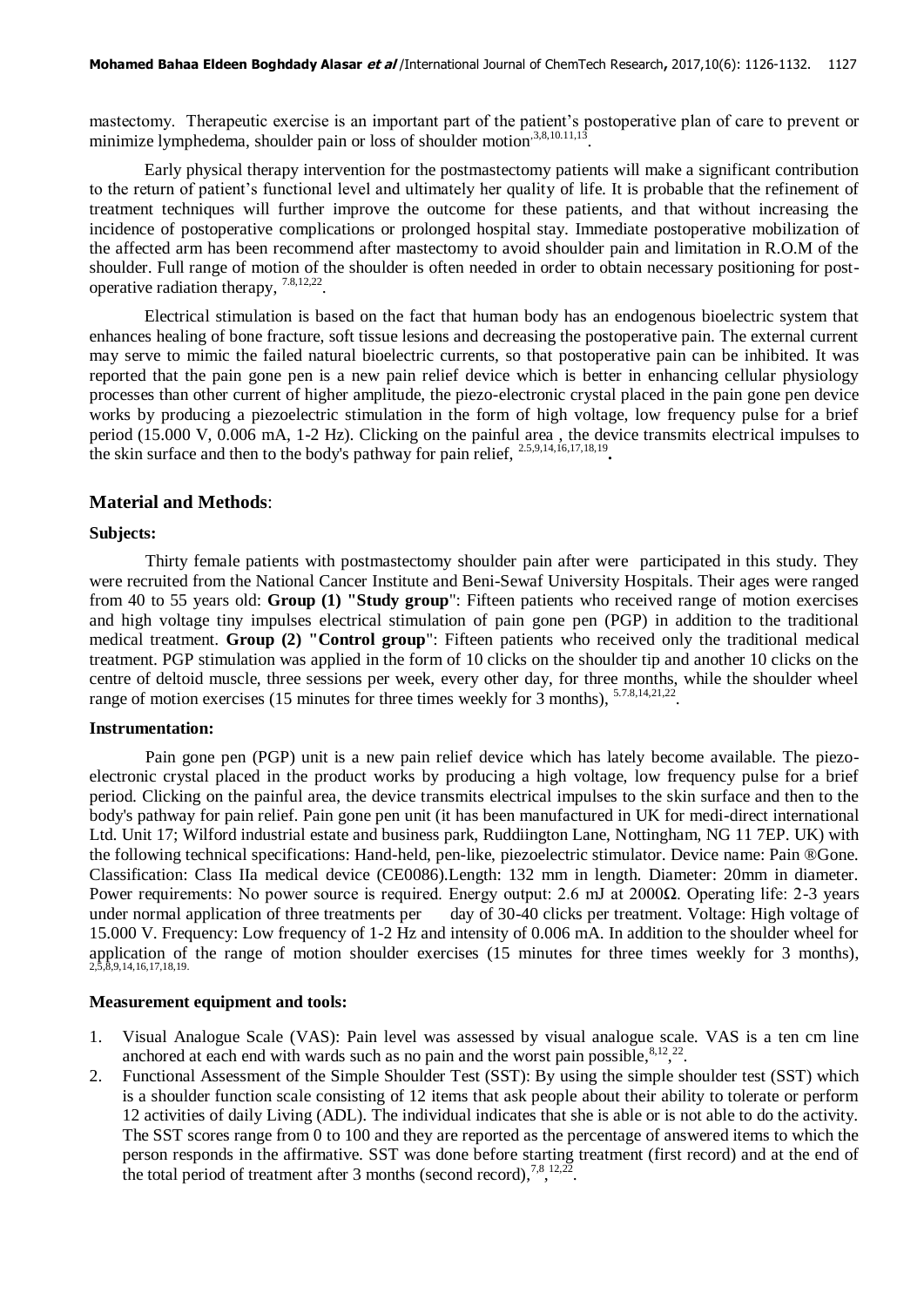mastectomy. Therapeutic exercise is an important part of the patient's postoperative plan of care to prevent or minimize lymphedema, shoulder pain or loss of shoulder motion[,3,8,10.11,13].

Early physical therapy intervention for the postmastectomy patients will make a significant contribution to the return of patient's functional level and ultimately her quality of life. It is probable that the refinement of treatment techniques will further improve the outcome for these patients, and that without increasing the incidence of postoperative complications or prolonged hospital stay. Immediate postoperative mobilization of the affected arm has been recommend after mastectomy to avoid shoulder pain and limitation in R.O.M of the shoulder. Full range of motion of the shoulder is often needed in order to obtain necessary positioning for post-operative radiation therapy, [7.8,12,22].

Electrical stimulation is based on the fact that human body has an endogenous bioelectric system that enhances healing of bone fracture, soft tissue lesions and decreasing the postoperative pain. The external current may serve to mimic the failed natural bioelectric currents, so that postoperative pain can be inhibited. It was reported that the pain gone pen is a new pain relief device which is better in enhancing cellular physiology processes than other current of higher amplitude, the piezo-electronic crystal placed in the pain gone pen device works by producing a piezoelectric stimulation in the form of high voltage, low frequency pulse for a brief period (15.000 V, 0.006 mA, 1-2 Hz). Clicking on the painful area , the device transmits electrical impulses to the skin surface and then to the body's pathway for pain relief, [2.5,9,14,16,17,18,19].

## Material and Methods:

### Subjects:

Thirty female patients with postmastectomy shoulder pain after were participated in this study. They were recruited from the National Cancer Institute and Beni-Sewaf University Hospitals. Their ages were ranged from 40 to 55 years old: **Group (1) "Study group"**: Fifteen patients who received range of motion exercises and high voltage tiny impulses electrical stimulation of pain gone pen (PGP) in addition to the traditional medical treatment. **Group (2) "Control group"**: Fifteen patients who received only the traditional medical treatment. PGP stimulation was applied in the form of 10 clicks on the shoulder tip and another 10 clicks on the centre of deltoid muscle, three sessions per week, every other day, for three months, while the shoulder wheel range of motion exercises (15 minutes for three times weekly for 3 months), [5.7.8,14,21,22].

### Instrumentation:

Pain gone pen (PGP) unit is a new pain relief device which has lately become available. The piezo-electronic crystal placed in the product works by producing a high voltage, low frequency pulse for a brief period. Clicking on the painful area, the device transmits electrical impulses to the skin surface and then to the body's pathway for pain relief. Pain gone pen unit (it has been manufactured in UK for medi-direct international Ltd. Unit 17; Wilford industrial estate and business park, Ruddiington Lane, Nottingham, NG 11 7EP. UK) with the following technical specifications: Hand-held, pen-like, piezoelectric stimulator. Device name: Pain ®Gone. Classification: Class IIa medical device (CE0086).Length: 132 mm in length. Diameter: 20mm in diameter. Power requirements: No power source is required. Energy output: 2.6 mJ at 2000Ω. Operating life: 2-3 years under normal application of three treatments per day of 30-40 clicks per treatment. Voltage: High voltage of 15.000 V. Frequency: Low frequency of 1-2 Hz and intensity of 0.006 mA. In addition to the shoulder wheel for application of the range of motion shoulder exercises (15 minutes for three times weekly for 3 months), [2,5,8,9,14,16,17,18,19].

### Measurement equipment and tools:

1. Visual Analogue Scale (VAS): Pain level was assessed by visual analogue scale. VAS is a ten cm line anchored at each end with wards such as no pain and the worst pain possible,[8,12],[22].
2. Functional Assessment of the Simple Shoulder Test (SST): By using the simple shoulder test (SST) which is a shoulder function scale consisting of 12 items that ask people about their ability to tolerate or perform 12 activities of daily Living (ADL). The individual indicates that she is able or is not able to do the activity. The SST scores range from 0 to 100 and they are reported as the percentage of answered items to which the person responds in the affirmative. SST was done before starting treatment (first record) and at the end of the total period of treatment after 3 months (second record),[7,8],[12,22].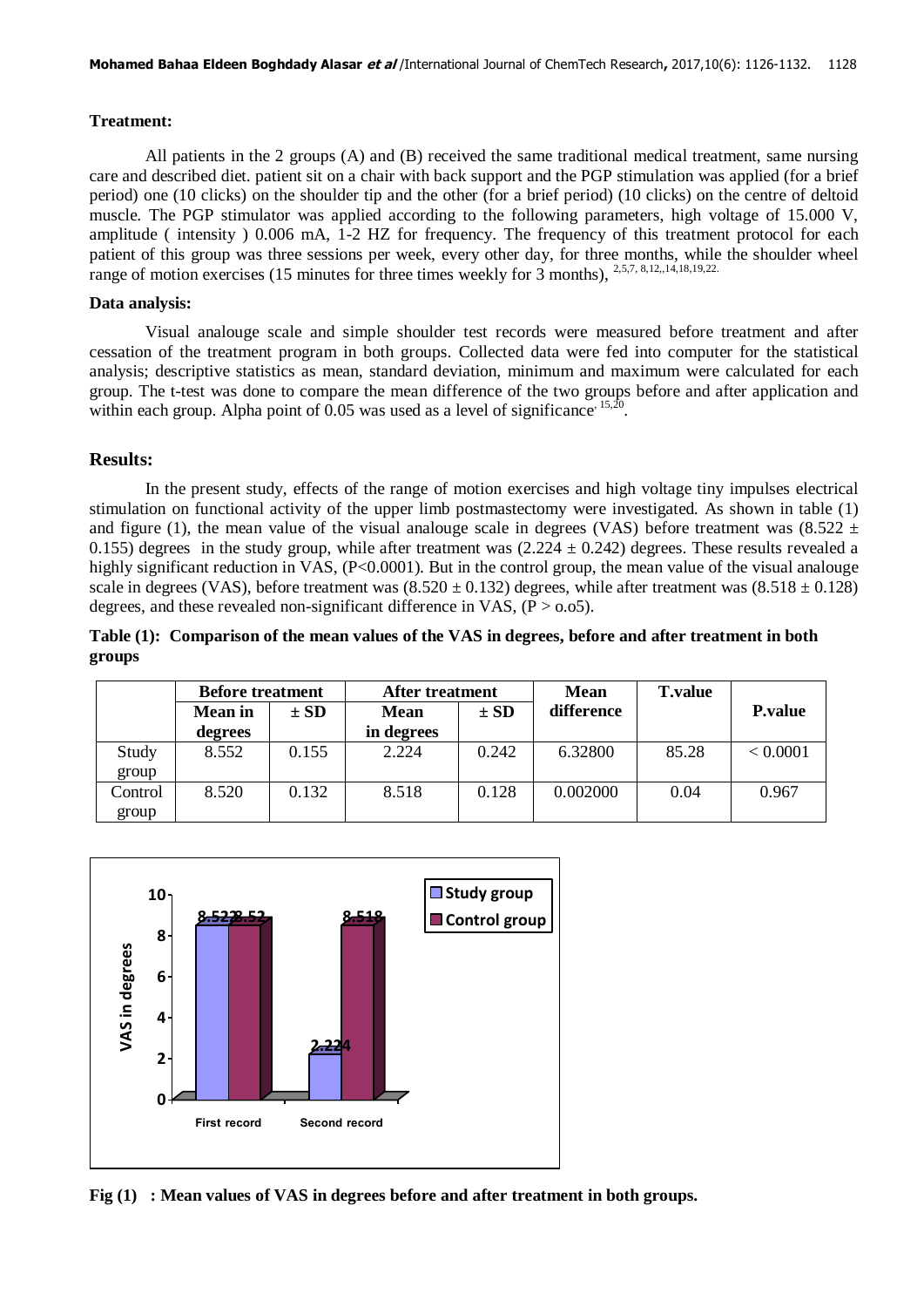### Treatment:

All patients in the 2 groups (A) and (B) received the same traditional medical treatment, same nursing care and described diet. patient sit on a chair with back support and the PGP stimulation was applied (for a brief period) one (10 clicks) on the shoulder tip and the other (for a brief period) (10 clicks) on the centre of deltoid muscle. The PGP stimulator was applied according to the following parameters, high voltage of 15.000 V, amplitude ( intensity ) 0.006 mA, 1-2 HZ for frequency. The frequency of this treatment protocol for each patient of this group was three sessions per week, every other day, for three months, while the shoulder wheel range of motion exercises (15 minutes for three times weekly for 3 months), [2,5,7, 8,12,,14,18,19,22.]

### Data analysis:

Visual analouge scale and simple shoulder test records were measured before treatment and after cessation of the treatment program in both groups. Collected data were fed into computer for the statistical analysis; descriptive statistics as mean, standard deviation, minimum and maximum were calculated for each group. The t-test was done to compare the mean difference of the two groups before and after application and within each group. Alpha point of 0.05 was used as a level of significance[15,20].

## Results:

In the present study, effects of the range of motion exercises and high voltage tiny impulses electrical stimulation on functional activity of the upper limb postmastectomy were investigated. As shown in table (1) and figure (1), the mean value of the visual analouge scale in degrees (VAS) before treatment was (8.522 ± 0.155) degrees in the study group, while after treatment was (2.224 ± 0.242) degrees. These results revealed a highly significant reduction in VAS, (P<0.0001). But in the control group, the mean value of the visual analouge scale in degrees (VAS), before treatment was (8.520 ± 0.132) degrees, while after treatment was (8.518 ± 0.128) degrees, and these revealed non-significant difference in VAS, (P > o.o5).

**Table (1): Comparison of the mean values of the VAS in degrees, before and after treatment in both groups**

| | Before treatment | | After treatment | | Mean difference | T.value | P.value |
|---|---|---|---|---|---|---|---|
| | Mean in degrees | ± SD | Mean in degrees | ± SD | | | |
| Study group | 8.552 | 0.155 | 2.224 | 0.242 | 6.32800 | 85.28 | < 0.0001 |
| Control group | 8.520 | 0.132 | 8.518 | 0.128 | 0.002000 | 0.04 | 0.967 |

**Fig (1) : Mean values of VAS in degrees before and after treatment in both groups.**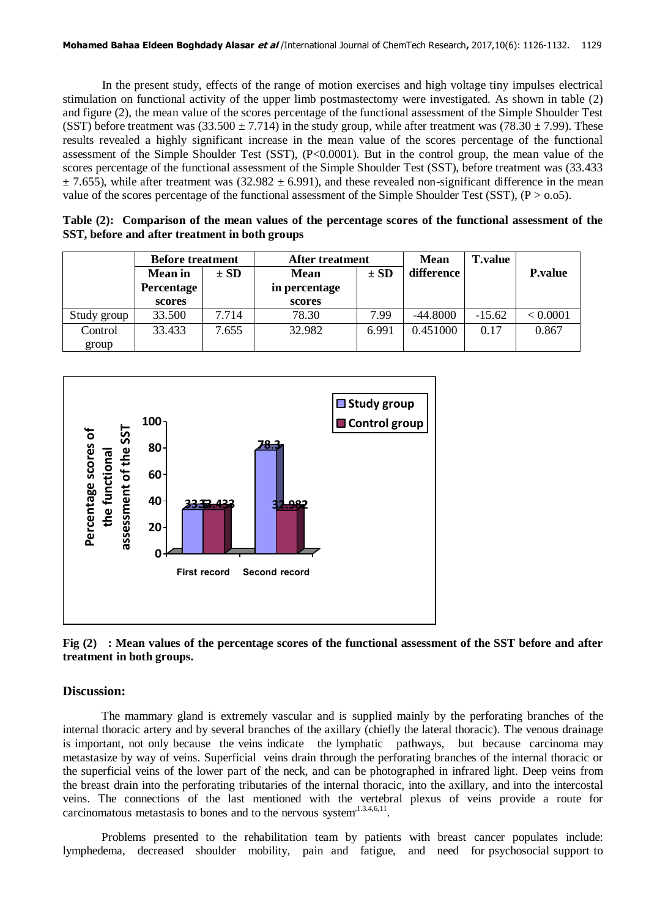In the present study, effects of the range of motion exercises and high voltage tiny impulses electrical stimulation on functional activity of the upper limb postmastectomy were investigated. As shown in table (2) and figure (2), the mean value of the scores percentage of the functional assessment of the Simple Shoulder Test (SST) before treatment was (33.500 ± 7.714) in the study group, while after treatment was (78.30 ± 7.99). These results revealed a highly significant increase in the mean value of the scores percentage of the functional assessment of the Simple Shoulder Test (SST), (P<0.0001). But in the control group, the mean value of the scores percentage of the functional assessment of the Simple Shoulder Test (SST), before treatment was (33.433 ± 7.655), while after treatment was (32.982 ± 6.991), and these revealed non-significant difference in the mean value of the scores percentage of the functional assessment of the Simple Shoulder Test (SST), (P > o.o5).

**Table (2): Comparison of the mean values of the percentage scores of the functional assessment of the SST, before and after treatment in both groups**

| | Before treatment | | After treatment | | Mean difference | T.value | P.value |
|---|---|---|---|---|---|---|---|
| | Mean in Percentage scores | ± SD | Mean in percentage scores | ± SD | | | |
| Study group | 33.500 | 7.714 | 78.30 | 7.99 | -44.8000 | -15.62 | < 0.0001 |
| Control group | 33.433 | 7.655 | 32.982 | 6.991 | 0.451000 | 0.17 | 0.867 |

**Fig (2) : Mean values of the percentage scores of the functional assessment of the SST before and after treatment in both groups.**

## Discussion:

The mammary gland is extremely vascular and is supplied mainly by the perforating branches of the internal thoracic artery and by several branches of the axillary (chiefly the lateral thoracic). The venous drainage is important, not only because the veins indicate the lymphatic pathways, but because carcinoma may metastasize by way of veins. Superficial veins drain through the perforating branches of the internal thoracic or the superficial veins of the lower part of the neck, and can be photographed in infrared light. Deep veins from the breast drain into the perforating tributaries of the internal thoracic, into the axillary, and into the intercostal veins. The connections of the last mentioned with the vertebral plexus of veins provide a route for carcinomatous metastasis to bones and to the nervous system[1,3,4,6,11].

Problems presented to the rehabilitation team by patients with breast cancer populates include: lymphedema, decreased shoulder mobility, pain and fatigue, and need for psychosocial support to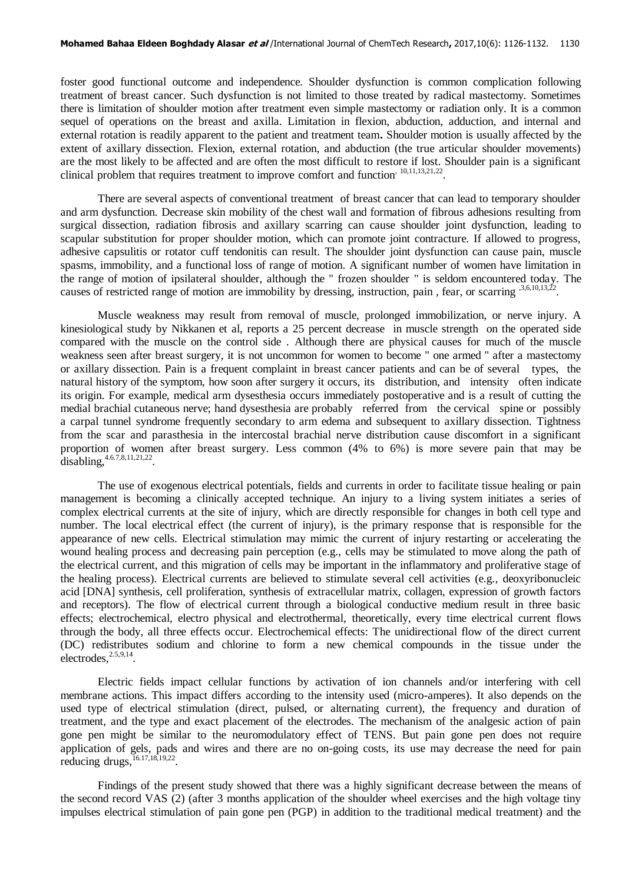foster good functional outcome and independence. Shoulder dysfunction is common complication following treatment of breast cancer. Such dysfunction is not limited to those treated by radical mastectomy. Sometimes there is limitation of shoulder motion after treatment even simple mastectomy or radiation only. It is a common sequel of operations on the breast and axilla. Limitation in flexion, abduction, adduction, and internal and external rotation is readily apparent to the patient and treatment team**.** Shoulder motion is usually affected by the extent of axillary dissection. Flexion, external rotation, and abduction (the true articular shoulder movements) are the most likely to be affected and are often the most difficult to restore if lost. Shoulder pain is a significant clinical problem that requires treatment to improve comfort and function[10,11,13,21,22].

There are several aspects of conventional treatment of breast cancer that can lead to temporary shoulder and arm dysfunction. Decrease skin mobility of the chest wall and formation of fibrous adhesions resulting from surgical dissection, radiation fibrosis and axillary scarring can cause shoulder joint dysfunction, leading to scapular substitution for proper shoulder motion, which can promote joint contracture. If allowed to progress, adhesive capsulitis or rotator cuff tendonitis can result. The shoulder joint dysfunction can cause pain, muscle spasms, immobility, and a functional loss of range of motion. A significant number of women have limitation in the range of motion of ipsilateral shoulder, although the " frozen shoulder " is seldom encountered today. The causes of restricted range of motion are immobility by dressing, instruction, pain , fear, or scarring [3,6,10,13,22].

Muscle weakness may result from removal of muscle, prolonged immobilization, or nerve injury. A kinesiological study by Nikkanen et al, reports a 25 percent decrease in muscle strength on the operated side compared with the muscle on the control side . Although there are physical causes for much of the muscle weakness seen after breast surgery, it is not uncommon for women to become " one armed " after a mastectomy or axillary dissection. Pain is a frequent complaint in breast cancer patients and can be of several types, the natural history of the symptom, how soon after surgery it occurs, its distribution, and intensity often indicate its origin. For example, medical arm dysesthesia occurs immediately postoperative and is a result of cutting the medial brachial cutaneous nerve; hand dysesthesia are probably referred from the cervical spine or possibly a carpal tunnel syndrome frequently secondary to arm edema and subsequent to axillary dissection. Tightness from the scar and parasthesia in the intercostal brachial nerve distribution cause discomfort in a significant proportion of women after breast surgery. Less common (4% to 6%) is more severe pain that may be disabling,[4,6,7,8,11,21,22].

The use of exogenous electrical potentials, fields and currents in order to facilitate tissue healing or pain management is becoming a clinically accepted technique. An injury to a living system initiates a series of complex electrical currents at the site of injury, which are directly responsible for changes in both cell type and number. The local electrical effect (the current of injury), is the primary response that is responsible for the appearance of new cells. Electrical stimulation may mimic the current of injury restarting or accelerating the wound healing process and decreasing pain perception (e.g., cells may be stimulated to move along the path of the electrical current, and this migration of cells may be important in the inflammatory and proliferative stage of the healing process). Electrical currents are believed to stimulate several cell activities (e.g., deoxyribonucleic acid [DNA] synthesis, cell proliferation, synthesis of extracellular matrix, collagen, expression of growth factors and receptors). The flow of electrical current through a biological conductive medium result in three basic effects; electrochemical, electro physical and electrothermal, theoretically, every time electrical current flows through the body, all three effects occur. Electrochemical effects: The unidirectional flow of the direct current (DC) redistributes sodium and chlorine to form a new chemical compounds in the tissue under the electrodes,[2,5,9,14].

Electric fields impact cellular functions by activation of ion channels and/or interfering with cell membrane actions. This impact differs according to the intensity used (micro-amperes). It also depends on the used type of electrical stimulation (direct, pulsed, or alternating current), the frequency and duration of treatment, and the type and exact placement of the electrodes. The mechanism of the analgesic action of pain gone pen might be similar to the neuromodulatory effect of TENS. But pain gone pen does not require application of gels, pads and wires and there are no on-going costs, its use may decrease the need for pain reducing drugs,[16,17,18,19,22].

Findings of the present study showed that there was a highly significant decrease between the means of the second record VAS (2) (after 3 months application of the shoulder wheel exercises and the high voltage tiny impulses electrical stimulation of pain gone pen (PGP) in addition to the traditional medical treatment) and the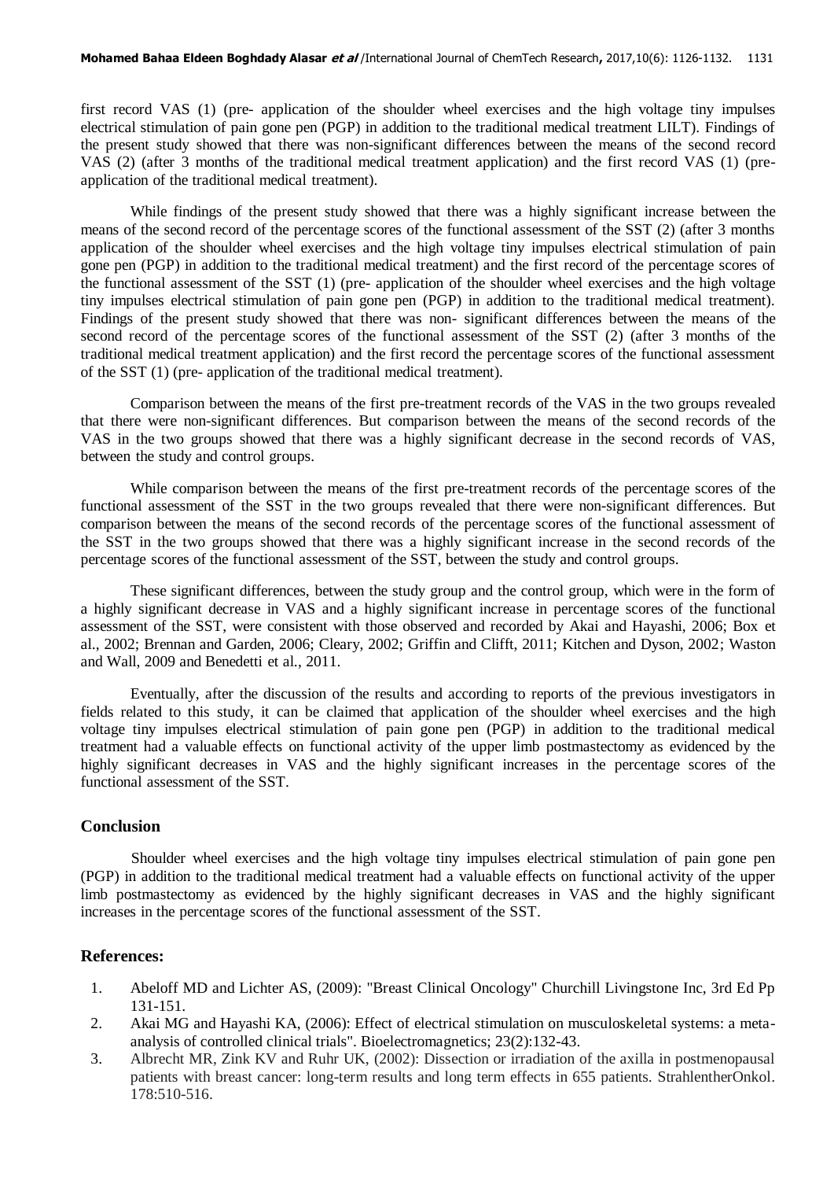first record VAS (1) (pre- application of the shoulder wheel exercises and the high voltage tiny impulses electrical stimulation of pain gone pen (PGP) in addition to the traditional medical treatment LILT). Findings of the present study showed that there was non-significant differences between the means of the second record VAS (2) (after 3 months of the traditional medical treatment application) and the first record VAS (1) (pre-application of the traditional medical treatment).

While findings of the present study showed that there was a highly significant increase between the means of the second record of the percentage scores of the functional assessment of the SST (2) (after 3 months application of the shoulder wheel exercises and the high voltage tiny impulses electrical stimulation of pain gone pen (PGP) in addition to the traditional medical treatment) and the first record of the percentage scores of the functional assessment of the SST (1) (pre- application of the shoulder wheel exercises and the high voltage tiny impulses electrical stimulation of pain gone pen (PGP) in addition to the traditional medical treatment). Findings of the present study showed that there was non- significant differences between the means of the second record of the percentage scores of the functional assessment of the SST (2) (after 3 months of the traditional medical treatment application) and the first record the percentage scores of the functional assessment of the SST (1) (pre- application of the traditional medical treatment).

Comparison between the means of the first pre-treatment records of the VAS in the two groups revealed that there were non-significant differences. But comparison between the means of the second records of the VAS in the two groups showed that there was a highly significant decrease in the second records of VAS, between the study and control groups.

While comparison between the means of the first pre-treatment records of the percentage scores of the functional assessment of the SST in the two groups revealed that there were non-significant differences. But comparison between the means of the second records of the percentage scores of the functional assessment of the SST in the two groups showed that there was a highly significant increase in the second records of the percentage scores of the functional assessment of the SST, between the study and control groups.

These significant differences, between the study group and the control group, which were in the form of a highly significant decrease in VAS and a highly significant increase in percentage scores of the functional assessment of the SST, were consistent with those observed and recorded by Akai and Hayashi, 2006; Box et al., 2002; Brennan and Garden, 2006; Cleary, 2002; Griffin and Clifft, 2011; Kitchen and Dyson, 2002; Waston and Wall, 2009 and Benedetti et al., 2011.

Eventually, after the discussion of the results and according to reports of the previous investigators in fields related to this study, it can be claimed that application of the shoulder wheel exercises and the high voltage tiny impulses electrical stimulation of pain gone pen (PGP) in addition to the traditional medical treatment had a valuable effects on functional activity of the upper limb postmastectomy as evidenced by the highly significant decreases in VAS and the highly significant increases in the percentage scores of the functional assessment of the SST.

## Conclusion

Shoulder wheel exercises and the high voltage tiny impulses electrical stimulation of pain gone pen (PGP) in addition to the traditional medical treatment had a valuable effects on functional activity of the upper limb postmastectomy as evidenced by the highly significant decreases in VAS and the highly significant increases in the percentage scores of the functional assessment of the SST.

## References:

1. Abeloff MD and Lichter AS, (2009): "Breast Clinical Oncology" Churchill Livingstone Inc, 3rd Ed Pp 131-151.
2. Akai MG and Hayashi KA, (2006): Effect of electrical stimulation on musculoskeletal systems: a meta-analysis of controlled clinical trials". Bioelectromagnetics; 23(2):132-43.
3. Albrecht MR, Zink KV and Ruhr UK, (2002): Dissection or irradiation of the axilla in postmenopausal patients with breast cancer: long-term results and long term effects in 655 patients. StrahlentherOnkol. 178:510-516.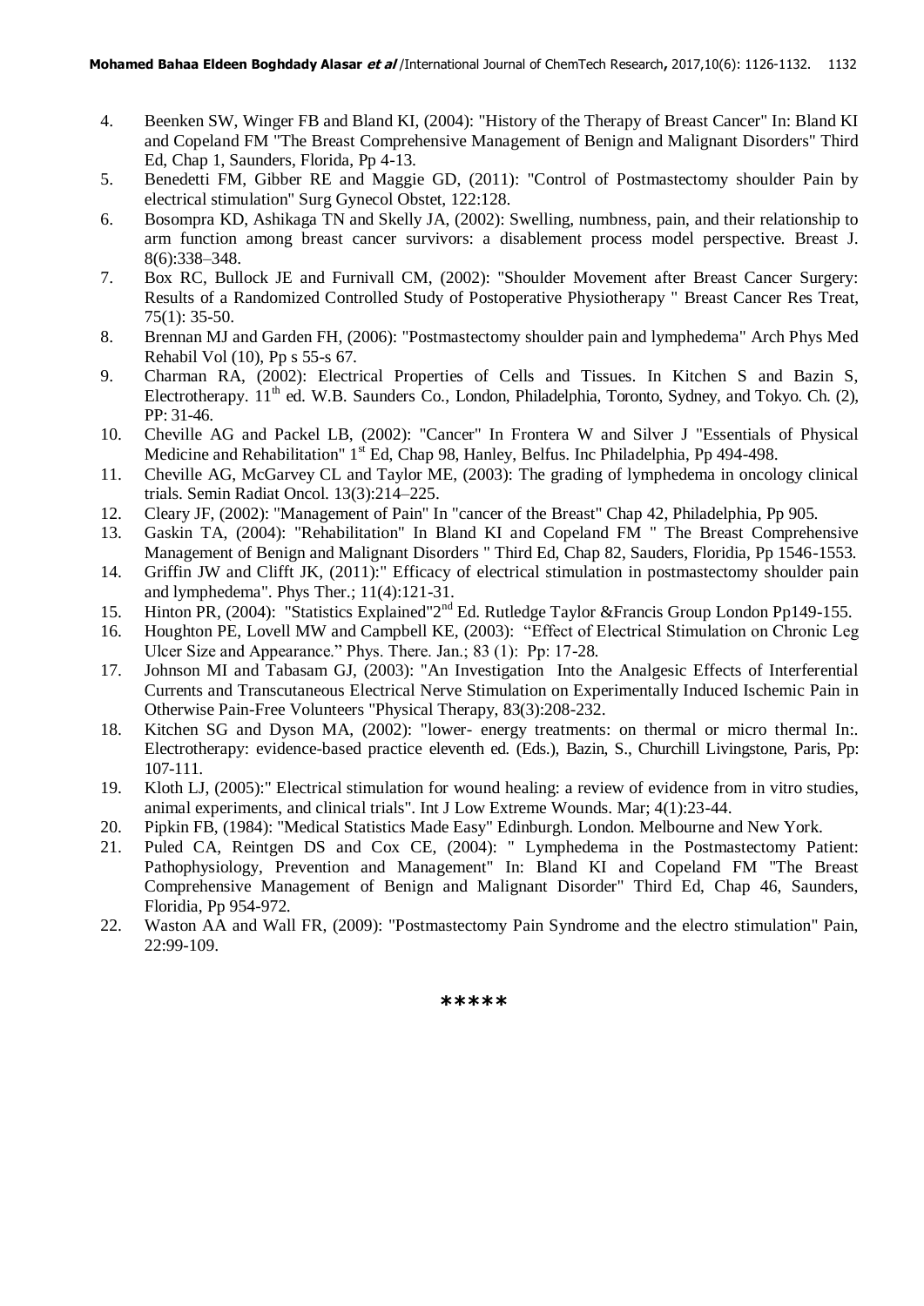4. Beenken SW, Winger FB and Bland KI, (2004): "History of the Therapy of Breast Cancer" In: Bland KI and Copeland FM "The Breast Comprehensive Management of Benign and Malignant Disorders" Third Ed, Chap 1, Saunders, Florida, Pp 4-13.
5. Benedetti FM, Gibber RE and Maggie GD, (2011): "Control of Postmastectomy shoulder Pain by electrical stimulation" Surg Gynecol Obstet, 122:128.
6. Bosompra KD, Ashikaga TN and Skelly JA, (2002): Swelling, numbness, pain, and their relationship to arm function among breast cancer survivors: a disablement process model perspective. Breast J. 8(6):338–348.
7. Box RC, Bullock JE and Furnivall CM, (2002): "Shoulder Movement after Breast Cancer Surgery: Results of a Randomized Controlled Study of Postoperative Physiotherapy " Breast Cancer Res Treat, 75(1): 35-50.
8. Brennan MJ and Garden FH, (2006): "Postmastectomy shoulder pain and lymphedema" Arch Phys Med Rehabil Vol (10), Pp s 55-s 67.
9. Charman RA, (2002): Electrical Properties of Cells and Tissues. In Kitchen S and Bazin S, Electrotherapy. 11th ed. W.B. Saunders Co., London, Philadelphia, Toronto, Sydney, and Tokyo. Ch. (2), PP: 31-46.
10. Cheville AG and Packel LB, (2002): "Cancer" In Frontera W and Silver J "Essentials of Physical Medicine and Rehabilitation" 1st Ed, Chap 98, Hanley, Belfus. Inc Philadelphia, Pp 494-498.
11. Cheville AG, McGarvey CL and Taylor ME, (2003): The grading of lymphedema in oncology clinical trials. Semin Radiat Oncol. 13(3):214–225.
12. Cleary JF, (2002): "Management of Pain" In "cancer of the Breast" Chap 42, Philadelphia, Pp 905.
13. Gaskin TA, (2004): "Rehabilitation" In Bland KI and Copeland FM " The Breast Comprehensive Management of Benign and Malignant Disorders " Third Ed, Chap 82, Sauders, Floridia, Pp 1546-1553.
14. Griffin JW and Clifft JK, (2011):" Efficacy of electrical stimulation in postmastectomy shoulder pain and lymphedema". Phys Ther.; 11(4):121-31.
15. Hinton PR, (2004): "Statistics Explained"2nd Ed. Rutledge Taylor &Francis Group London Pp149-155.
16. Houghton PE, Lovell MW and Campbell KE, (2003): "Effect of Electrical Stimulation on Chronic Leg Ulcer Size and Appearance." Phys. There. Jan.; 83 (1): Pp: 17-28.
17. Johnson MI and Tabasam GJ, (2003): "An Investigation Into the Analgesic Effects of Interferential Currents and Transcutaneous Electrical Nerve Stimulation on Experimentally Induced Ischemic Pain in Otherwise Pain-Free Volunteers "Physical Therapy, 83(3):208-232.
18. Kitchen SG and Dyson MA, (2002): "lower- energy treatments: on thermal or micro thermal In:. Electrotherapy: evidence-based practice eleventh ed. (Eds.), Bazin, S., Churchill Livingstone, Paris, Pp: 107-111.
19. Kloth LJ, (2005):" Electrical stimulation for wound healing: a review of evidence from in vitro studies, animal experiments, and clinical trials". Int J Low Extreme Wounds. Mar; 4(1):23-44.
20. Pipkin FB, (1984): "Medical Statistics Made Easy" Edinburgh. London. Melbourne and New York.
21. Puled CA, Reintgen DS and Cox CE, (2004): " Lymphedema in the Postmastectomy Patient: Pathophysiology, Prevention and Management" In: Bland KI and Copeland FM "The Breast Comprehensive Management of Benign and Malignant Disorder" Third Ed, Chap 46, Saunders, Floridia, Pp 954-972.
22. Waston AA and Wall FR, (2009): "Postmastectomy Pain Syndrome and the electro stimulation" Pain, 22:99-109.

*****